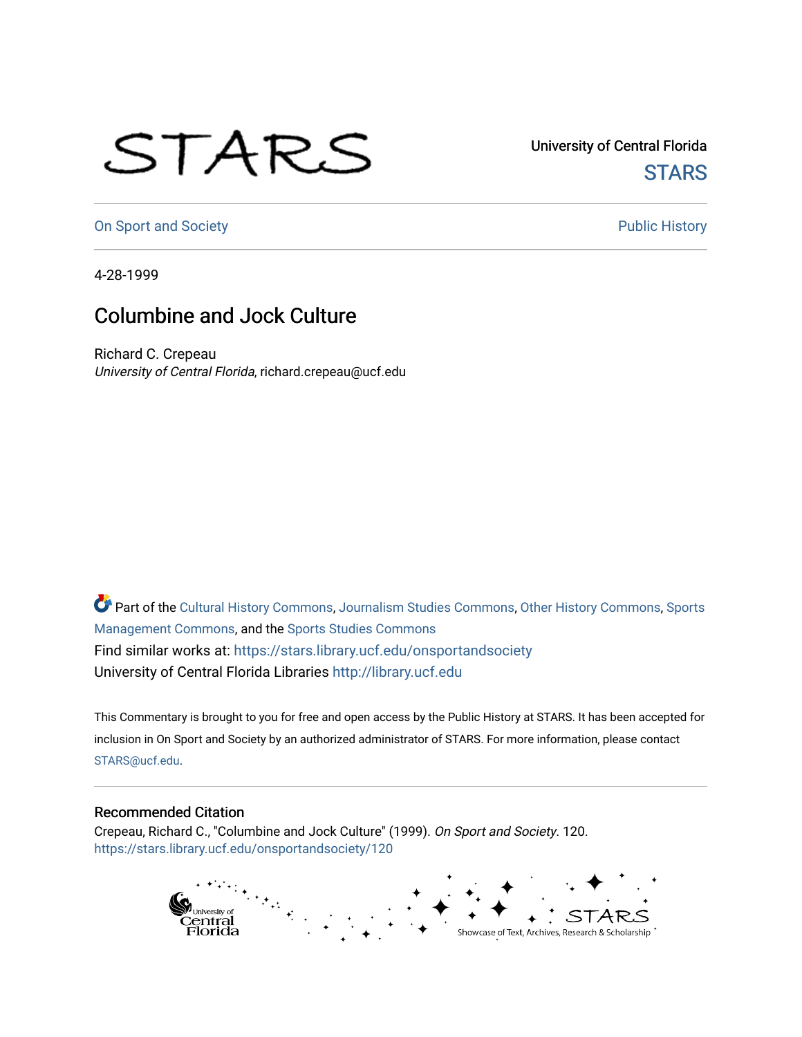STARS

University of Central Florida
STARS

On Sport and Society | Public History

4-28-1999

# Columbine and Jock Culture

Richard C. Crepeau
*University of Central Florida*, richard.crepeau@ucf.edu

Part of the Cultural History Commons, Journalism Studies Commons, Other History Commons, Sports Management Commons, and the Sports Studies Commons

Find similar works at: https://stars.library.ucf.edu/onsportandsociety

University of Central Florida Libraries http://library.ucf.edu

This Commentary is brought to you for free and open access by the Public History at STARS. It has been accepted for inclusion in On Sport and Society by an authorized administrator of STARS. For more information, please contact STARS@ucf.edu.

## Recommended Citation

Crepeau, Richard C., "Columbine and Jock Culture" (1999). *On Sport and Society*. 120.
https://stars.library.ucf.edu/onsportandsociety/120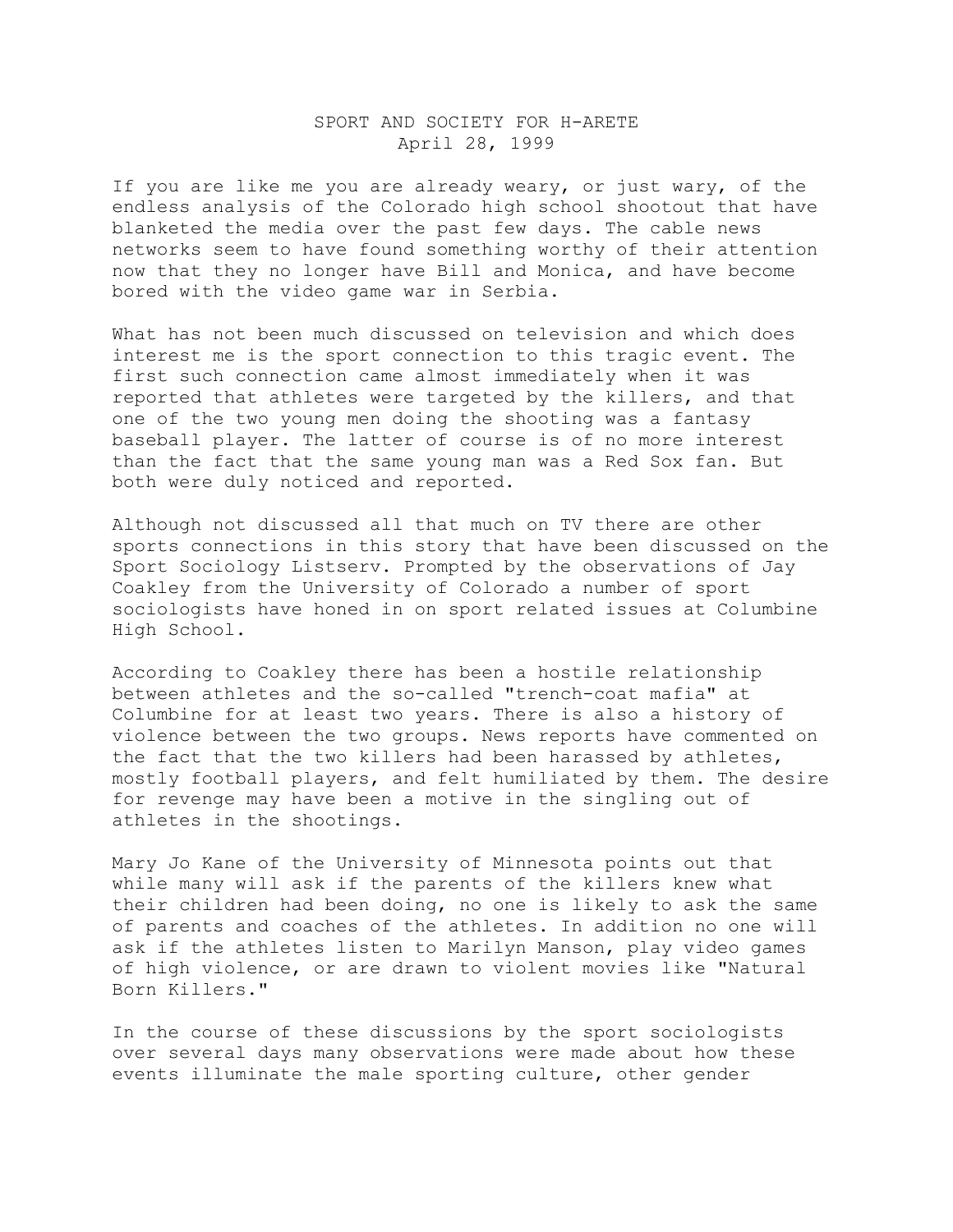SPORT AND SOCIETY FOR H-ARETE
April 28, 1999

If you are like me you are already weary, or just wary, of the endless analysis of the Colorado high school shootout that have blanketed the media over the past few days. The cable news networks seem to have found something worthy of their attention now that they no longer have Bill and Monica, and have become bored with the video game war in Serbia.

What has not been much discussed on television and which does interest me is the sport connection to this tragic event. The first such connection came almost immediately when it was reported that athletes were targeted by the killers, and that one of the two young men doing the shooting was a fantasy baseball player. The latter of course is of no more interest than the fact that the same young man was a Red Sox fan. But both were duly noticed and reported.

Although not discussed all that much on TV there are other sports connections in this story that have been discussed on the Sport Sociology Listserv. Prompted by the observations of Jay Coakley from the University of Colorado a number of sport sociologists have honed in on sport related issues at Columbine High School.

According to Coakley there has been a hostile relationship between athletes and the so-called "trench-coat mafia" at Columbine for at least two years. There is also a history of violence between the two groups. News reports have commented on the fact that the two killers had been harassed by athletes, mostly football players, and felt humiliated by them. The desire for revenge may have been a motive in the singling out of athletes in the shootings.

Mary Jo Kane of the University of Minnesota points out that while many will ask if the parents of the killers knew what their children had been doing, no one is likely to ask the same of parents and coaches of the athletes. In addition no one will ask if the athletes listen to Marilyn Manson, play video games of high violence, or are drawn to violent movies like "Natural Born Killers."

In the course of these discussions by the sport sociologists over several days many observations were made about how these events illuminate the male sporting culture, other gender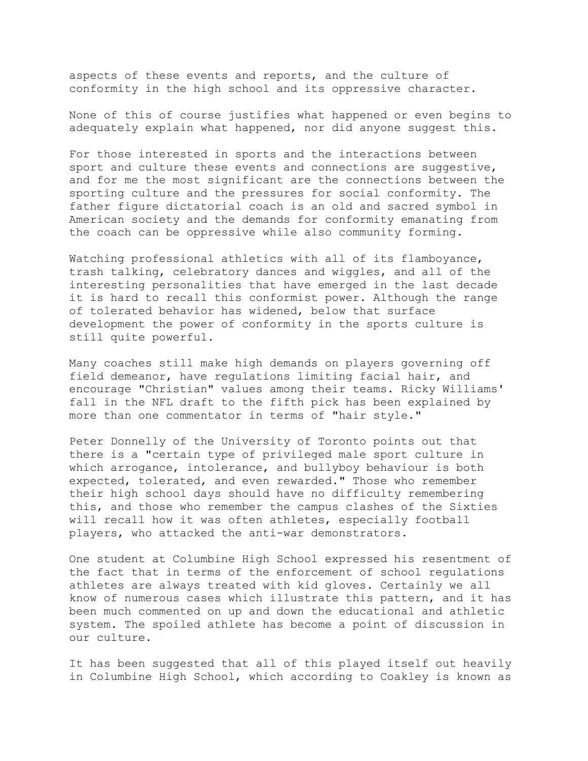aspects of these events and reports, and the culture of conformity in the high school and its oppressive character.

None of this of course justifies what happened or even begins to adequately explain what happened, nor did anyone suggest this.

For those interested in sports and the interactions between sport and culture these events and connections are suggestive, and for me the most significant are the connections between the sporting culture and the pressures for social conformity. The father figure dictatorial coach is an old and sacred symbol in American society and the demands for conformity emanating from the coach can be oppressive while also community forming.

Watching professional athletics with all of its flamboyance, trash talking, celebratory dances and wiggles, and all of the interesting personalities that have emerged in the last decade it is hard to recall this conformist power. Although the range of tolerated behavior has widened, below that surface development the power of conformity in the sports culture is still quite powerful.

Many coaches still make high demands on players governing off field demeanor, have regulations limiting facial hair, and encourage "Christian" values among their teams. Ricky Williams' fall in the NFL draft to the fifth pick has been explained by more than one commentator in terms of "hair style."

Peter Donnelly of the University of Toronto points out that there is a "certain type of privileged male sport culture in which arrogance, intolerance, and bullyboy behaviour is both expected, tolerated, and even rewarded." Those who remember their high school days should have no difficulty remembering this, and those who remember the campus clashes of the Sixties will recall how it was often athletes, especially football players, who attacked the anti-war demonstrators.

One student at Columbine High School expressed his resentment of the fact that in terms of the enforcement of school regulations athletes are always treated with kid gloves. Certainly we all know of numerous cases which illustrate this pattern, and it has been much commented on up and down the educational and athletic system. The spoiled athlete has become a point of discussion in our culture.

It has been suggested that all of this played itself out heavily in Columbine High School, which according to Coakley is known as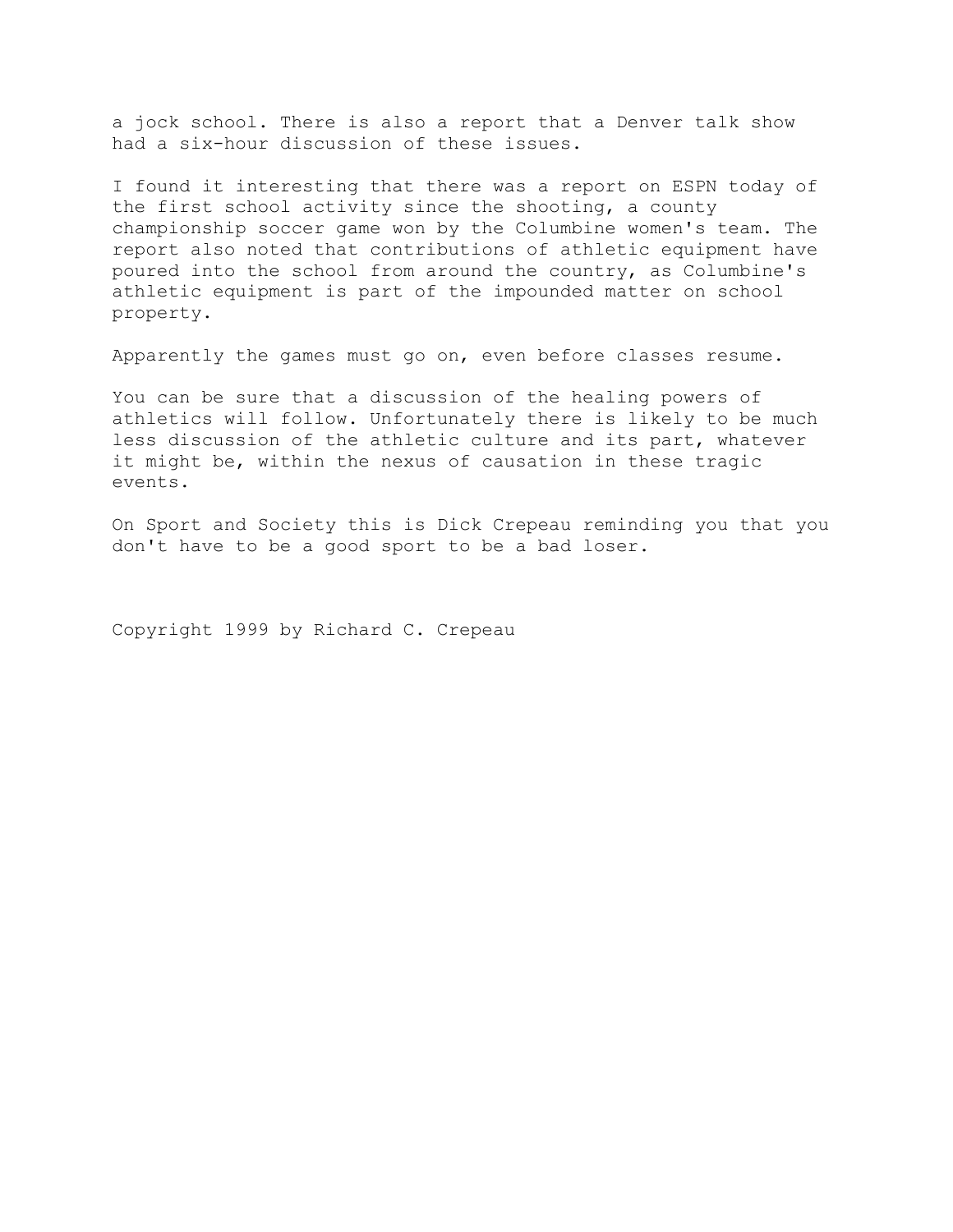a jock school. There is also a report that a Denver talk show had a six-hour discussion of these issues.

I found it interesting that there was a report on ESPN today of the first school activity since the shooting, a county championship soccer game won by the Columbine women's team. The report also noted that contributions of athletic equipment have poured into the school from around the country, as Columbine's athletic equipment is part of the impounded matter on school property.

Apparently the games must go on, even before classes resume.

You can be sure that a discussion of the healing powers of athletics will follow. Unfortunately there is likely to be much less discussion of the athletic culture and its part, whatever it might be, within the nexus of causation in these tragic events.

On Sport and Society this is Dick Crepeau reminding you that you don't have to be a good sport to be a bad loser.

Copyright 1999 by Richard C. Crepeau